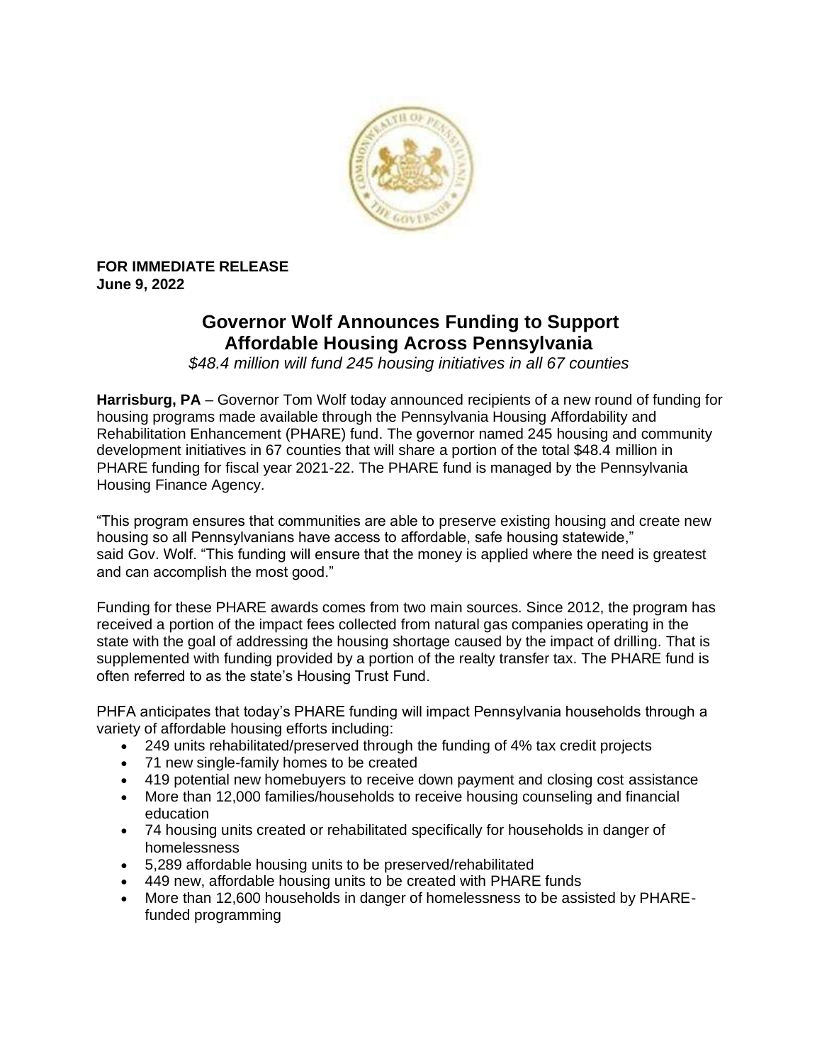**FOR IMMEDIATE RELEASE**
**June 9, 2022**

# Governor Wolf Announces Funding to Support Affordable Housing Across Pennsylvania

*$48.4 million will fund 245 housing initiatives in all 67 counties*

**Harrisburg, PA** – Governor Tom Wolf today announced recipients of a new round of funding for housing programs made available through the Pennsylvania Housing Affordability and Rehabilitation Enhancement (PHARE) fund. The governor named 245 housing and community development initiatives in 67 counties that will share a portion of the total $48.4 million in PHARE funding for fiscal year 2021-22. The PHARE fund is managed by the Pennsylvania Housing Finance Agency.

"This program ensures that communities are able to preserve existing housing and create new housing so all Pennsylvanians have access to affordable, safe housing statewide," said Gov. Wolf. "This funding will ensure that the money is applied where the need is greatest and can accomplish the most good."

Funding for these PHARE awards comes from two main sources. Since 2012, the program has received a portion of the impact fees collected from natural gas companies operating in the state with the goal of addressing the housing shortage caused by the impact of drilling. That is supplemented with funding provided by a portion of the realty transfer tax. The PHARE fund is often referred to as the state's Housing Trust Fund.

PHFA anticipates that today's PHARE funding will impact Pennsylvania households through a variety of affordable housing efforts including:

- 249 units rehabilitated/preserved through the funding of 4% tax credit projects
- 71 new single-family homes to be created
- 419 potential new homebuyers to receive down payment and closing cost assistance
- More than 12,000 families/households to receive housing counseling and financial education
- 74 housing units created or rehabilitated specifically for households in danger of homelessness
- 5,289 affordable housing units to be preserved/rehabilitated
- 449 new, affordable housing units to be created with PHARE funds
- More than 12,600 households in danger of homelessness to be assisted by PHARE-funded programming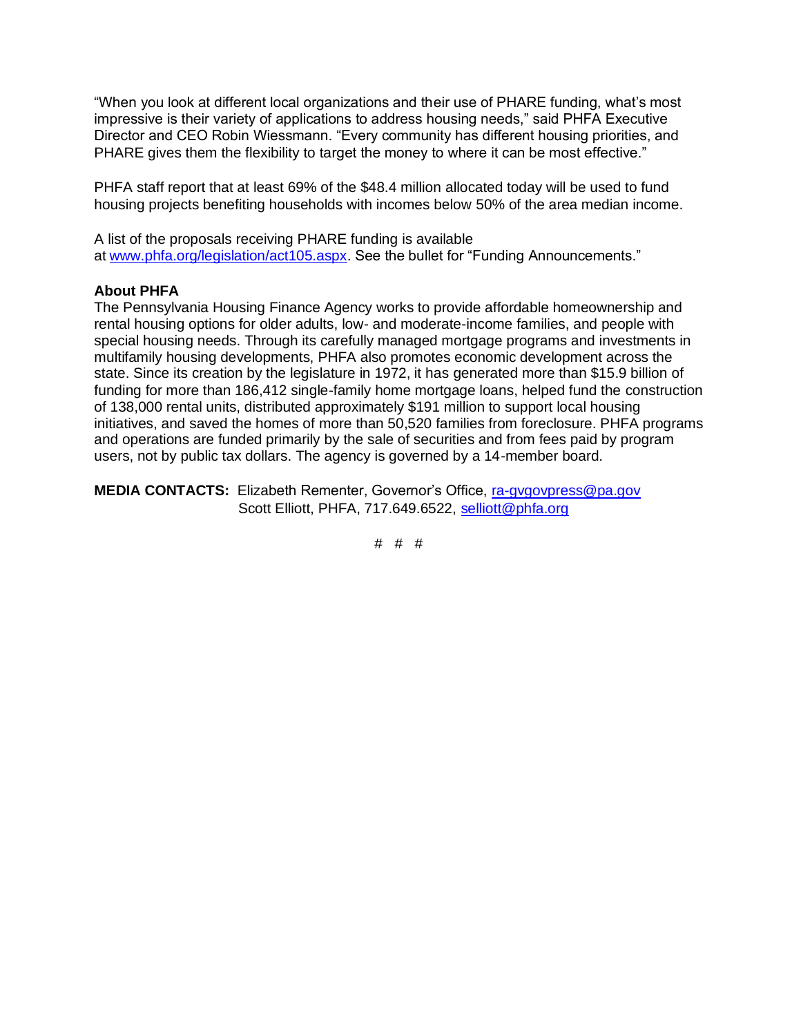"When you look at different local organizations and their use of PHARE funding, what's most impressive is their variety of applications to address housing needs," said PHFA Executive Director and CEO Robin Wiessmann. "Every community has different housing priorities, and PHARE gives them the flexibility to target the money to where it can be most effective."

PHFA staff report that at least 69% of the $48.4 million allocated today will be used to fund housing projects benefiting households with incomes below 50% of the area median income.

A list of the proposals receiving PHARE funding is available at [www.phfa.org/legislation/act105.aspx](www.phfa.org/legislation/act105.aspx). See the bullet for "Funding Announcements."

**About PHFA**

The Pennsylvania Housing Finance Agency works to provide affordable homeownership and rental housing options for older adults, low- and moderate-income families, and people with special housing needs. Through its carefully managed mortgage programs and investments in multifamily housing developments, PHFA also promotes economic development across the state. Since its creation by the legislature in 1972, it has generated more than $15.9 billion of funding for more than 186,412 single-family home mortgage loans, helped fund the construction of 138,000 rental units, distributed approximately $191 million to support local housing initiatives, and saved the homes of more than 50,520 families from foreclosure. PHFA programs and operations are funded primarily by the sale of securities and from fees paid by program users, not by public tax dollars. The agency is governed by a 14-member board.

**MEDIA CONTACTS:** Elizabeth Rementer, Governor's Office, ra-gvgovpress@pa.gov
Scott Elliott, PHFA, 717.649.6522, selliott@phfa.org

# # #